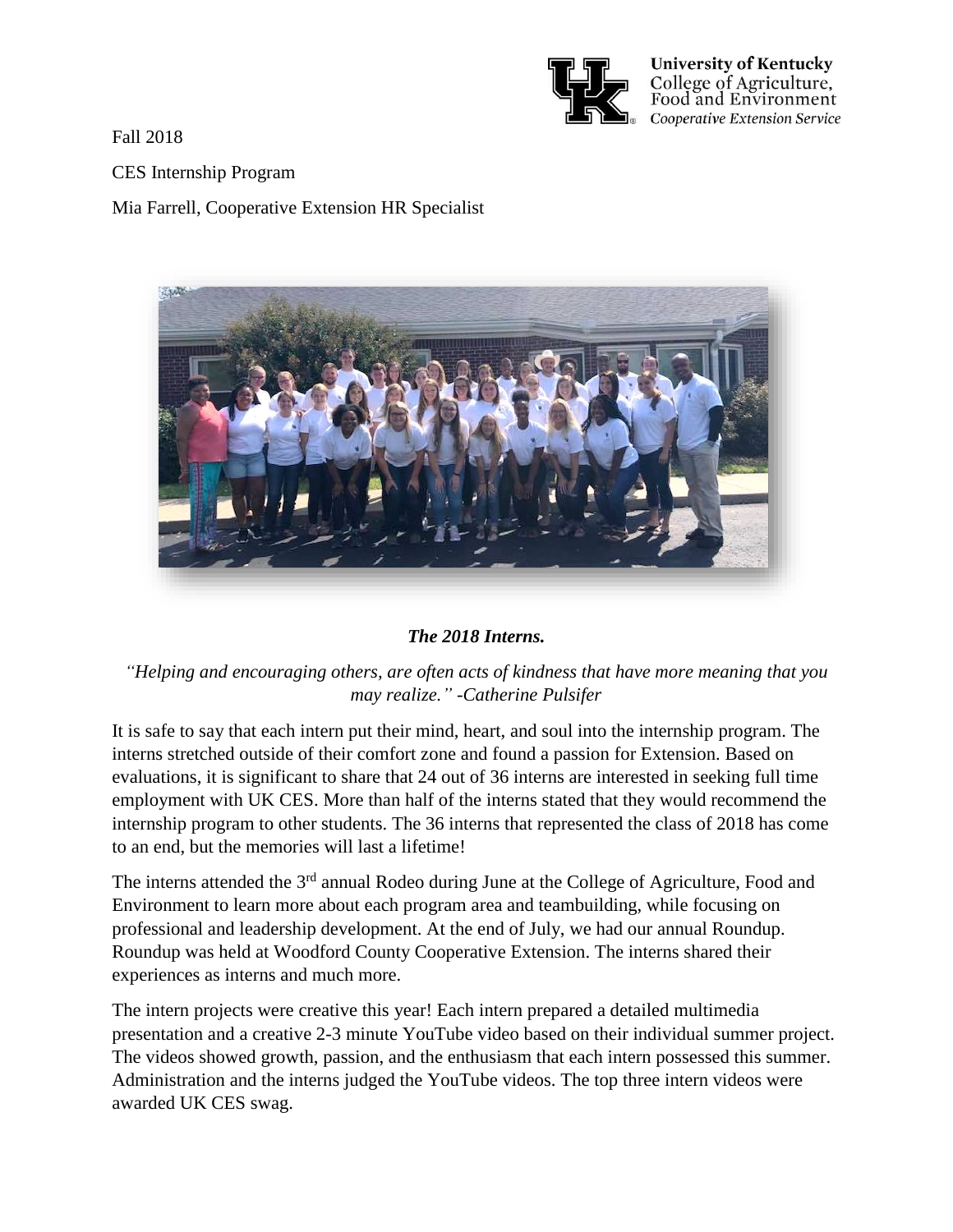University of Kentucky
College of Agriculture, Food and Environment
*Cooperative Extension Service*

Fall 2018

CES Internship Program

Mia Farrell, Cooperative Extension HR Specialist

***The 2018 Interns.***

*"Helping and encouraging others, are often acts of kindness that have more meaning that you may realize." -Catherine Pulsifer*

It is safe to say that each intern put their mind, heart, and soul into the internship program. The interns stretched outside of their comfort zone and found a passion for Extension. Based on evaluations, it is significant to share that 24 out of 36 interns are interested in seeking full time employment with UK CES. More than half of the interns stated that they would recommend the internship program to other students. The 36 interns that represented the class of 2018 has come to an end, but the memories will last a lifetime!

The interns attended the 3rd annual Rodeo during June at the College of Agriculture, Food and Environment to learn more about each program area and teambuilding, while focusing on professional and leadership development. At the end of July, we had our annual Roundup. Roundup was held at Woodford County Cooperative Extension. The interns shared their experiences as interns and much more.

The intern projects were creative this year! Each intern prepared a detailed multimedia presentation and a creative 2-3 minute YouTube video based on their individual summer project. The videos showed growth, passion, and the enthusiasm that each intern possessed this summer. Administration and the interns judged the YouTube videos. The top three intern videos were awarded UK CES swag.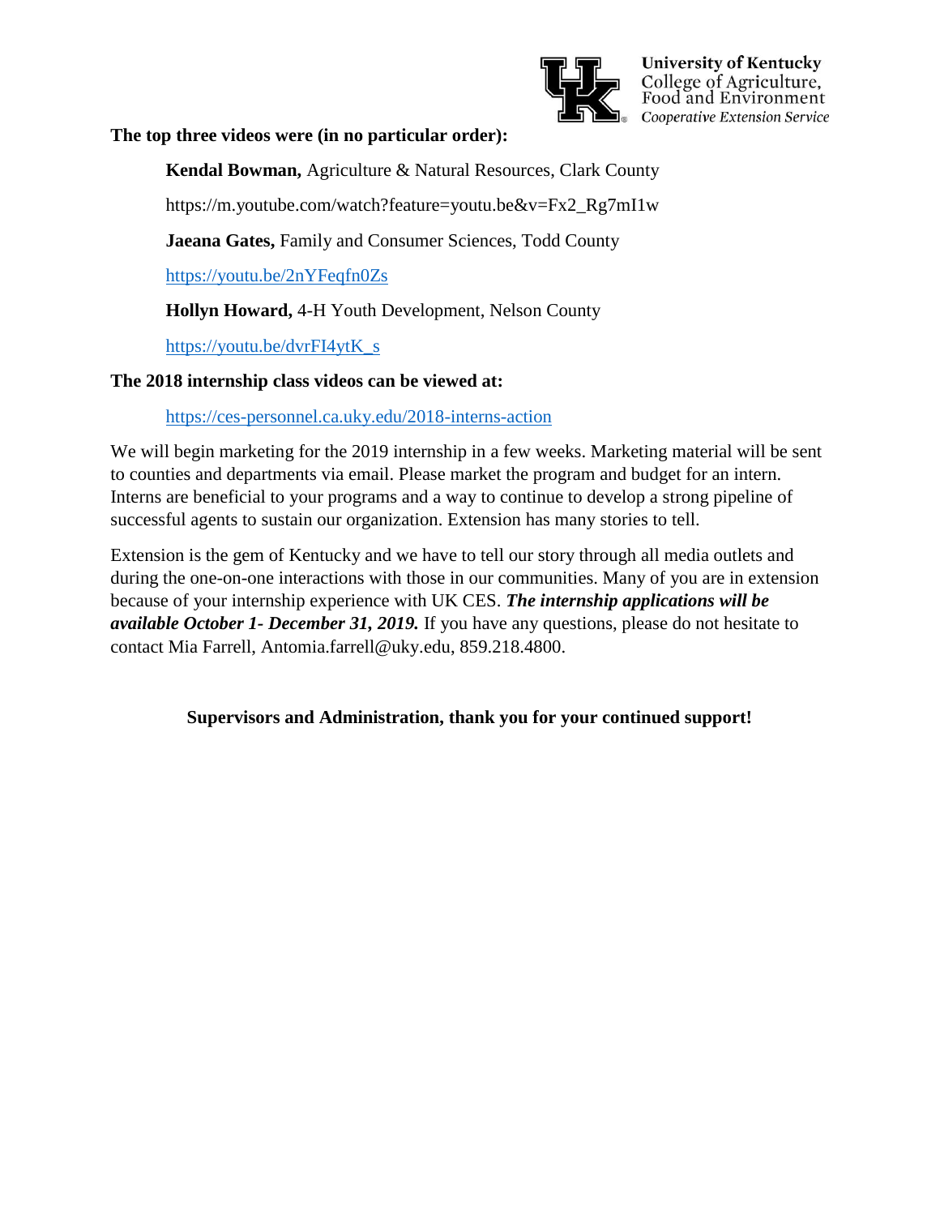University of Kentucky
College of Agriculture, Food and Environment
*Cooperative Extension Service*

**The top three videos were (in no particular order):**

**Kendal Bowman,** Agriculture & Natural Resources, Clark County

https://m.youtube.com/watch?feature=youtu.be&v=Fx2_Rg7mI1w

**Jaeana Gates,** Family and Consumer Sciences, Todd County

https://youtu.be/2nYFeqfn0Zs

**Hollyn Howard,** 4-H Youth Development, Nelson County

https://youtu.be/dvrFI4ytK_s

**The 2018 internship class videos can be viewed at:**

https://ces-personnel.ca.uky.edu/2018-interns-action

We will begin marketing for the 2019 internship in a few weeks. Marketing material will be sent to counties and departments via email. Please market the program and budget for an intern. Interns are beneficial to your programs and a way to continue to develop a strong pipeline of successful agents to sustain our organization. Extension has many stories to tell.

Extension is the gem of Kentucky and we have to tell our story through all media outlets and during the one-on-one interactions with those in our communities. Many of you are in extension because of your internship experience with UK CES. ***The internship applications will be available October 1- December 31, 2019.*** If you have any questions, please do not hesitate to contact Mia Farrell, Antomia.farrell@uky.edu, 859.218.4800.

**Supervisors and Administration, thank you for your continued support!**